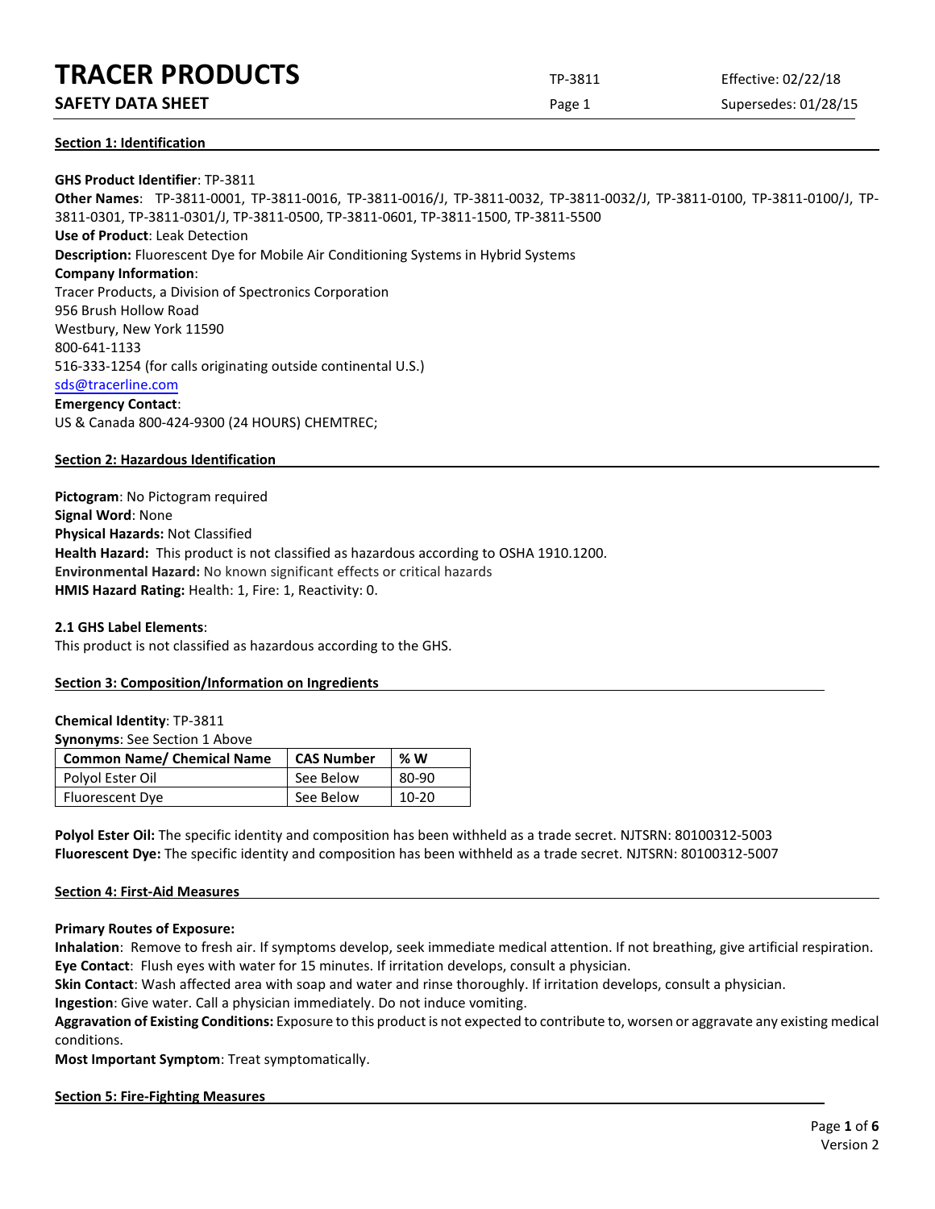## Section 1: Identification

**GHS Product Identifier**: TP-3811

**Other Names**: TP-3811-0001, TP-3811-0016, TP-3811-0016/J, TP-3811-0032, TP-3811-0032/J, TP-3811-0100, TP-3811-0100/J, TP-3811-0301, TP-3811-0301/J, TP-3811-0500, TP-3811-0601, TP-3811-1500, TP-3811-5500

**Use of Product**: Leak Detection

**Description:** Fluorescent Dye for Mobile Air Conditioning Systems in Hybrid Systems

**Company Information**:

Tracer Products, a Division of Spectronics Corporation
956 Brush Hollow Road
Westbury, New York 11590
800-641-1133
516-333-1254 (for calls originating outside continental U.S.)
sds@tracerline.com

**Emergency Contact**:

US & Canada 800-424-9300 (24 HOURS) CHEMTREC;

## Section 2: Hazardous Identification

**Pictogram**: No Pictogram required

**Signal Word**: None

**Physical Hazards:** Not Classified

**Health Hazard:** This product is not classified as hazardous according to OSHA 1910.1200.

**Environmental Hazard:** No known significant effects or critical hazards

**HMIS Hazard Rating:** Health: 1, Fire: 1, Reactivity: 0.

### 2.1 GHS Label Elements:

This product is not classified as hazardous according to the GHS.

## Section 3: Composition/Information on Ingredients

**Chemical Identity**: TP-3811

**Synonyms**: See Section 1 Above

| Common Name/ Chemical Name | CAS Number | % W |
|---|---|---|
| Polyol Ester Oil | See Below | 80-90 |
| Fluorescent Dye | See Below | 10-20 |

**Polyol Ester Oil:** The specific identity and composition has been withheld as a trade secret. NJTSRN: 80100312-5003

**Fluorescent Dye:** The specific identity and composition has been withheld as a trade secret. NJTSRN: 80100312-5007

## Section 4: First-Aid Measures

**Primary Routes of Exposure:**

**Inhalation**: Remove to fresh air. If symptoms develop, seek immediate medical attention. If not breathing, give artificial respiration.

**Eye Contact**: Flush eyes with water for 15 minutes. If irritation develops, consult a physician.

**Skin Contact**: Wash affected area with soap and water and rinse thoroughly. If irritation develops, consult a physician.

**Ingestion**: Give water. Call a physician immediately. Do not induce vomiting.

**Aggravation of Existing Conditions:** Exposure to this product is not expected to contribute to, worsen or aggravate any existing medical conditions.

**Most Important Symptom**: Treat symptomatically.

## Section 5: Fire-Fighting Measures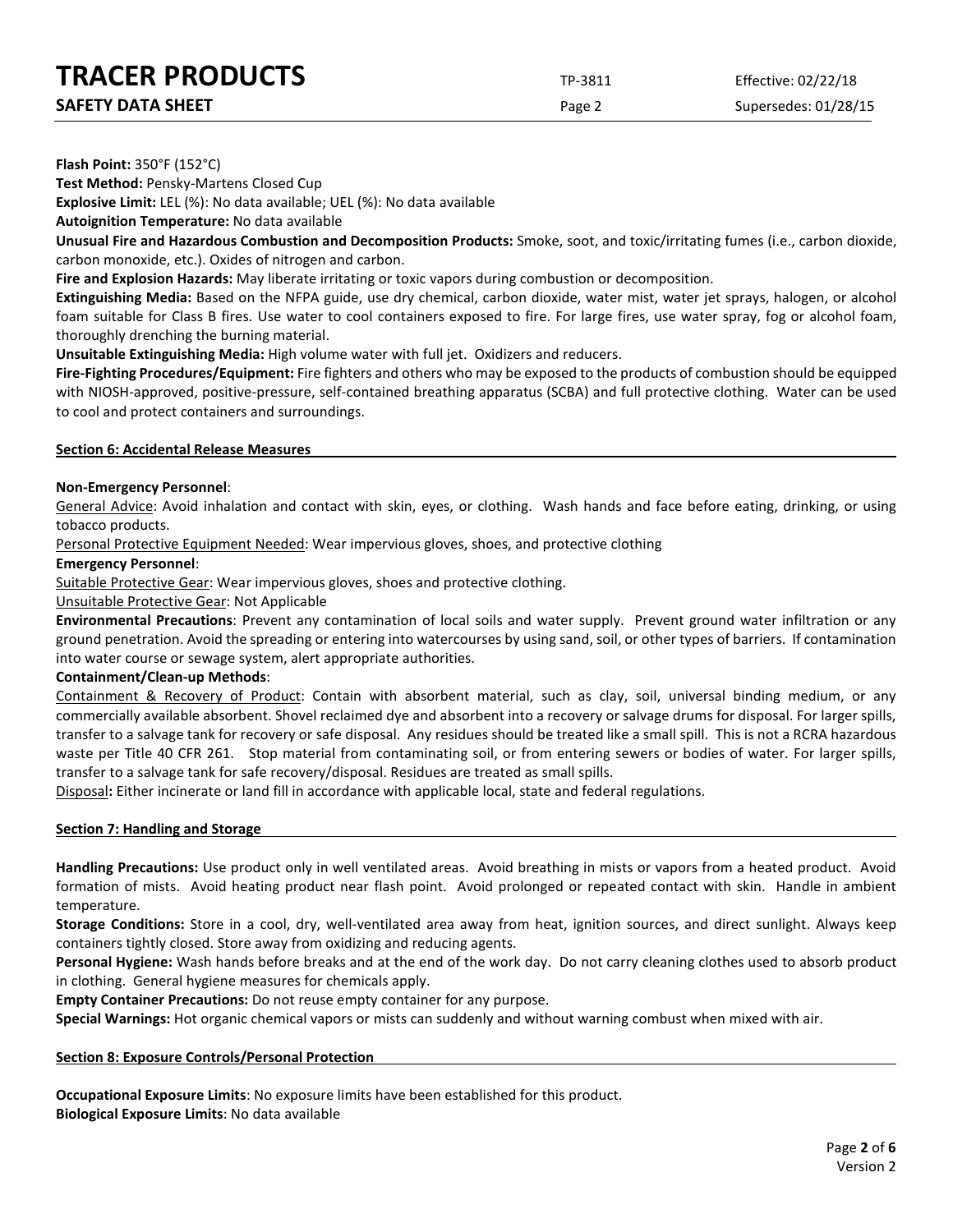**Flash Point:** 350°F (152°C)

**Test Method:** Pensky-Martens Closed Cup

**Explosive Limit:** LEL (%): No data available; UEL (%): No data available

**Autoignition Temperature:** No data available

**Unusual Fire and Hazardous Combustion and Decomposition Products:** Smoke, soot, and toxic/irritating fumes (i.e., carbon dioxide, carbon monoxide, etc.). Oxides of nitrogen and carbon.

**Fire and Explosion Hazards:** May liberate irritating or toxic vapors during combustion or decomposition.

**Extinguishing Media:** Based on the NFPA guide, use dry chemical, carbon dioxide, water mist, water jet sprays, halogen, or alcohol foam suitable for Class B fires. Use water to cool containers exposed to fire. For large fires, use water spray, fog or alcohol foam, thoroughly drenching the burning material.

**Unsuitable Extinguishing Media:** High volume water with full jet. Oxidizers and reducers.

**Fire-Fighting Procedures/Equipment:** Fire fighters and others who may be exposed to the products of combustion should be equipped with NIOSH-approved, positive-pressure, self-contained breathing apparatus (SCBA) and full protective clothing. Water can be used to cool and protect containers and surroundings.

## Section 6: Accidental Release Measures

**Non-Emergency Personnel**:

General Advice: Avoid inhalation and contact with skin, eyes, or clothing. Wash hands and face before eating, drinking, or using tobacco products.

Personal Protective Equipment Needed: Wear impervious gloves, shoes, and protective clothing

**Emergency Personnel**:

Suitable Protective Gear: Wear impervious gloves, shoes and protective clothing.

Unsuitable Protective Gear: Not Applicable

**Environmental Precautions**: Prevent any contamination of local soils and water supply. Prevent ground water infiltration or any ground penetration. Avoid the spreading or entering into watercourses by using sand, soil, or other types of barriers. If contamination into water course or sewage system, alert appropriate authorities.

**Containment/Clean-up Methods**:

Containment & Recovery of Product: Contain with absorbent material, such as clay, soil, universal binding medium, or any commercially available absorbent. Shovel reclaimed dye and absorbent into a recovery or salvage drums for disposal. For larger spills, transfer to a salvage tank for recovery or safe disposal. Any residues should be treated like a small spill. This is not a RCRA hazardous waste per Title 40 CFR 261. Stop material from contaminating soil, or from entering sewers or bodies of water. For larger spills, transfer to a salvage tank for safe recovery/disposal. Residues are treated as small spills.

Disposal**:** Either incinerate or land fill in accordance with applicable local, state and federal regulations.

## Section 7: Handling and Storage

**Handling Precautions:** Use product only in well ventilated areas. Avoid breathing in mists or vapors from a heated product. Avoid formation of mists. Avoid heating product near flash point. Avoid prolonged or repeated contact with skin. Handle in ambient temperature.

**Storage Conditions:** Store in a cool, dry, well-ventilated area away from heat, ignition sources, and direct sunlight. Always keep containers tightly closed. Store away from oxidizing and reducing agents.

**Personal Hygiene:** Wash hands before breaks and at the end of the work day. Do not carry cleaning clothes used to absorb product in clothing. General hygiene measures for chemicals apply.

**Empty Container Precautions:** Do not reuse empty container for any purpose.

**Special Warnings:** Hot organic chemical vapors or mists can suddenly and without warning combust when mixed with air.

## Section 8: Exposure Controls/Personal Protection

**Occupational Exposure Limits**: No exposure limits have been established for this product.

**Biological Exposure Limits**: No data available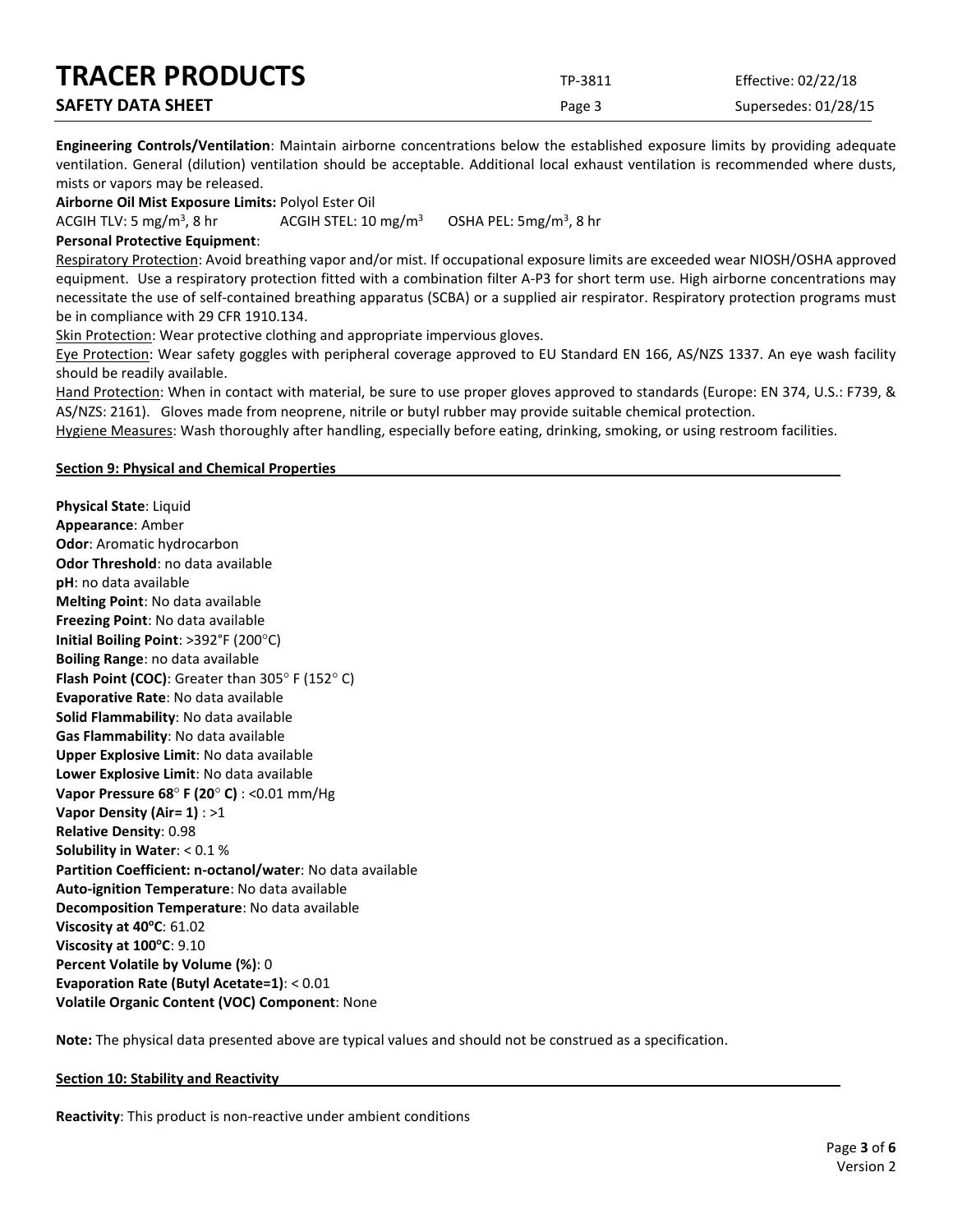**Engineering Controls/Ventilation**: Maintain airborne concentrations below the established exposure limits by providing adequate ventilation. General (dilution) ventilation should be acceptable. Additional local exhaust ventilation is recommended where dusts, mists or vapors may be released.

**Airborne Oil Mist Exposure Limits:** Polyol Ester Oil

ACGIH TLV: 5 mg/m$^3$, 8 hr ACGIH STEL: 10 mg/m$^3$ OSHA PEL: 5mg/m$^3$, 8 hr

**Personal Protective Equipment**:

Respiratory Protection: Avoid breathing vapor and/or mist. If occupational exposure limits are exceeded wear NIOSH/OSHA approved equipment. Use a respiratory protection fitted with a combination filter A-P3 for short term use. High airborne concentrations may necessitate the use of self-contained breathing apparatus (SCBA) or a supplied air respirator. Respiratory protection programs must be in compliance with 29 CFR 1910.134.

Skin Protection: Wear protective clothing and appropriate impervious gloves.

Eye Protection: Wear safety goggles with peripheral coverage approved to EU Standard EN 166, AS/NZS 1337. An eye wash facility should be readily available.

Hand Protection: When in contact with material, be sure to use proper gloves approved to standards (Europe: EN 374, U.S.: F739, & AS/NZS: 2161). Gloves made from neoprene, nitrile or butyl rubber may provide suitable chemical protection.

Hygiene Measures: Wash thoroughly after handling, especially before eating, drinking, smoking, or using restroom facilities.

## Section 9: Physical and Chemical Properties

**Physical State**: Liquid
**Appearance**: Amber
**Odor**: Aromatic hydrocarbon
**Odor Threshold**: no data available
**pH**: no data available
**Melting Point**: No data available
**Freezing Point**: No data available
**Initial Boiling Point**: >392°F (200°C)
**Boiling Range**: no data available
**Flash Point (COC)**: Greater than 305° F (152° C)
**Evaporative Rate**: No data available
**Solid Flammability**: No data available
**Gas Flammability**: No data available
**Upper Explosive Limit**: No data available
**Lower Explosive Limit**: No data available
**Vapor Pressure 68° F (20° C)** : <0.01 mm/Hg
**Vapor Density (Air= 1)** : >1
**Relative Density**: 0.98
**Solubility in Water**: < 0.1 %
**Partition Coefficient: n-octanol/water**: No data available
**Auto-ignition Temperature**: No data available
**Decomposition Temperature**: No data available
**Viscosity at 40°C**: 61.02
**Viscosity at 100°C**: 9.10
**Percent Volatile by Volume (%)**: 0
**Evaporation Rate (Butyl Acetate=1)**: < 0.01
**Volatile Organic Content (VOC) Component**: None

**Note:** The physical data presented above are typical values and should not be construed as a specification.

## Section 10: Stability and Reactivity

**Reactivity**: This product is non-reactive under ambient conditions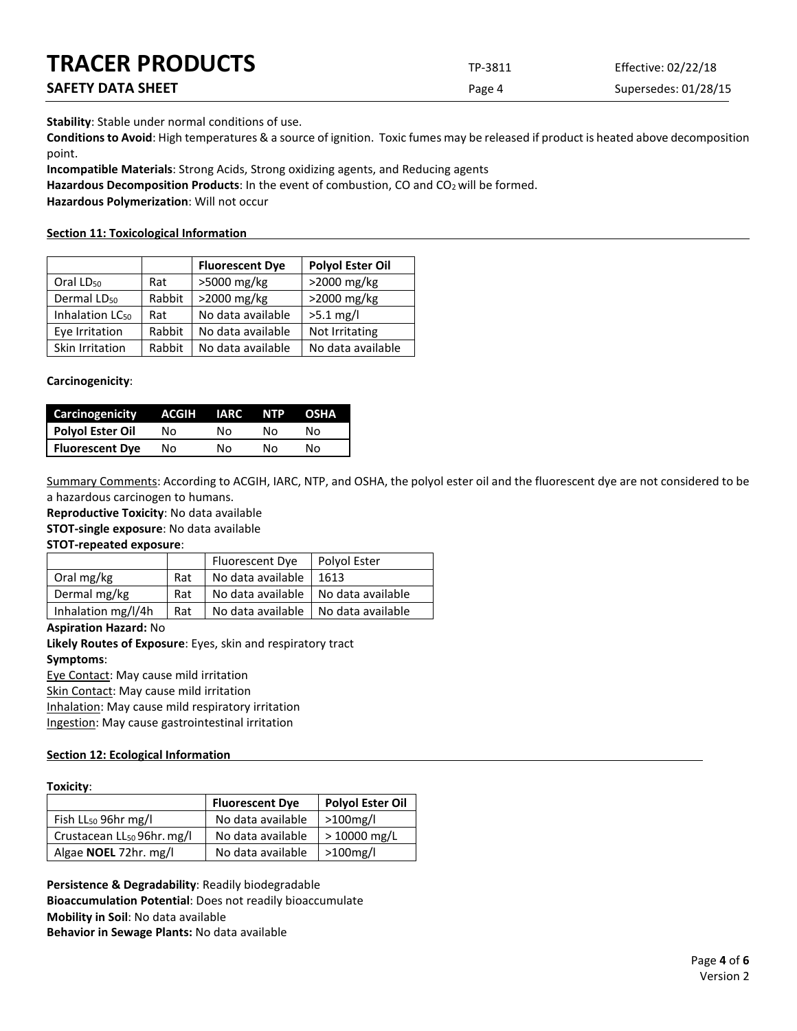**Stability**: Stable under normal conditions of use.

**Conditions to Avoid**: High temperatures & a source of ignition. Toxic fumes may be released if product is heated above decomposition point.

**Incompatible Materials**: Strong Acids, Strong oxidizing agents, and Reducing agents

**Hazardous Decomposition Products**: In the event of combustion, CO and $CO_2$ will be formed.

**Hazardous Polymerization**: Will not occur

## Section 11: Toxicological Information

| | | Fluorescent Dye | Polyol Ester Oil |
|---|---|---|---|
| Oral $LD_{50}$ | Rat | >5000 mg/kg | >2000 mg/kg |
| Dermal $LD_{50}$ | Rabbit | >2000 mg/kg | >2000 mg/kg |
| Inhalation $LC_{50}$ | Rat | No data available | >5.1 mg/l |
| Eye Irritation | Rabbit | No data available | Not Irritating |
| Skin Irritation | Rabbit | No data available | No data available |

**Carcinogenicity**:

| Carcinogenicity | ACGIH | IARC | NTP | OSHA |
|---|---|---|---|---|
| **Polyol Ester Oil** | No | No | No | No |
| **Fluorescent Dye** | No | No | No | No |

Summary Comments: According to ACGIH, IARC, NTP, and OSHA, the polyol ester oil and the fluorescent dye are not considered to be a hazardous carcinogen to humans.

**Reproductive Toxicity**: No data available

**STOT-single exposure**: No data available

**STOT-repeated exposure**:

| | | Fluorescent Dye | Polyol Ester |
|---|---|---|---|
| Oral mg/kg | Rat | No data available | 1613 |
| Dermal mg/kg | Rat | No data available | No data available |
| Inhalation mg/l/4h | Rat | No data available | No data available |

**Aspiration Hazard:** No

**Likely Routes of Exposure**: Eyes, skin and respiratory tract

**Symptoms**:

Eye Contact: May cause mild irritation

Skin Contact: May cause mild irritation

Inhalation: May cause mild respiratory irritation

Ingestion: May cause gastrointestinal irritation

## Section 12: Ecological Information

**Toxicity**:

| | Fluorescent Dye | Polyol Ester Oil |
|---|---|---|
| Fish $LL_{50}$ 96hr mg/l | No data available | >100mg/l |
| Crustacean $LL_{50}$ 96hr. mg/l | No data available | > 10000 mg/L |
| Algae **NOEL** 72hr. mg/l | No data available | >100mg/l |

**Persistence & Degradability**: Readily biodegradable

**Bioaccumulation Potential**: Does not readily bioaccumulate

**Mobility in Soil**: No data available

**Behavior in Sewage Plants:** No data available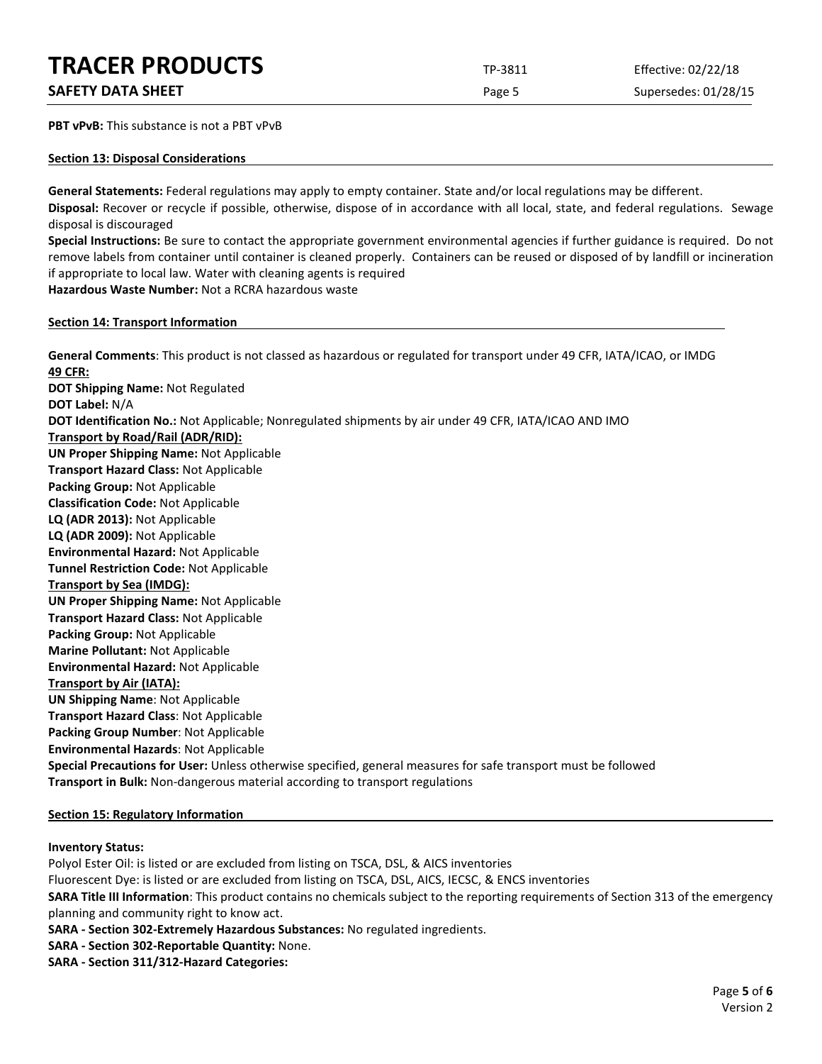**PBT vPvB:** This substance is not a PBT vPvB

## Section 13: Disposal Considerations

**General Statements:** Federal regulations may apply to empty container. State and/or local regulations may be different.

**Disposal:** Recover or recycle if possible, otherwise, dispose of in accordance with all local, state, and federal regulations. Sewage disposal is discouraged

**Special Instructions:** Be sure to contact the appropriate government environmental agencies if further guidance is required. Do not remove labels from container until container is cleaned properly. Containers can be reused or disposed of by landfill or incineration if appropriate to local law. Water with cleaning agents is required

**Hazardous Waste Number:** Not a RCRA hazardous waste

## Section 14: Transport Information

**General Comments**: This product is not classed as hazardous or regulated for transport under 49 CFR, IATA/ICAO, or IMDG

**49 CFR:**

**DOT Shipping Name:** Not Regulated

**DOT Label:** N/A

**DOT Identification No.:** Not Applicable; Nonregulated shipments by air under 49 CFR, IATA/ICAO AND IMO

**Transport by Road/Rail (ADR/RID):**

**UN Proper Shipping Name:** Not Applicable

**Transport Hazard Class:** Not Applicable

**Packing Group:** Not Applicable

**Classification Code:** Not Applicable

**LQ (ADR 2013):** Not Applicable

**LQ (ADR 2009):** Not Applicable

**Environmental Hazard:** Not Applicable

**Tunnel Restriction Code:** Not Applicable

**Transport by Sea (IMDG):**

**UN Proper Shipping Name:** Not Applicable

**Transport Hazard Class:** Not Applicable

**Packing Group:** Not Applicable

**Marine Pollutant:** Not Applicable

**Environmental Hazard:** Not Applicable

**Transport by Air (IATA):**

**UN Shipping Name**: Not Applicable

**Transport Hazard Class**: Not Applicable

**Packing Group Number**: Not Applicable

**Environmental Hazards**: Not Applicable

**Special Precautions for User:** Unless otherwise specified, general measures for safe transport must be followed

**Transport in Bulk:** Non-dangerous material according to transport regulations

## Section 15: Regulatory Information

**Inventory Status:**

Polyol Ester Oil: is listed or are excluded from listing on TSCA, DSL, & AICS inventories

Fluorescent Dye: is listed or are excluded from listing on TSCA, DSL, AICS, IECSC, & ENCS inventories

**SARA Title III Information**: This product contains no chemicals subject to the reporting requirements of Section 313 of the emergency planning and community right to know act.

**SARA - Section 302-Extremely Hazardous Substances:** No regulated ingredients.

**SARA - Section 302-Reportable Quantity:** None.

**SARA - Section 311/312-Hazard Categories:**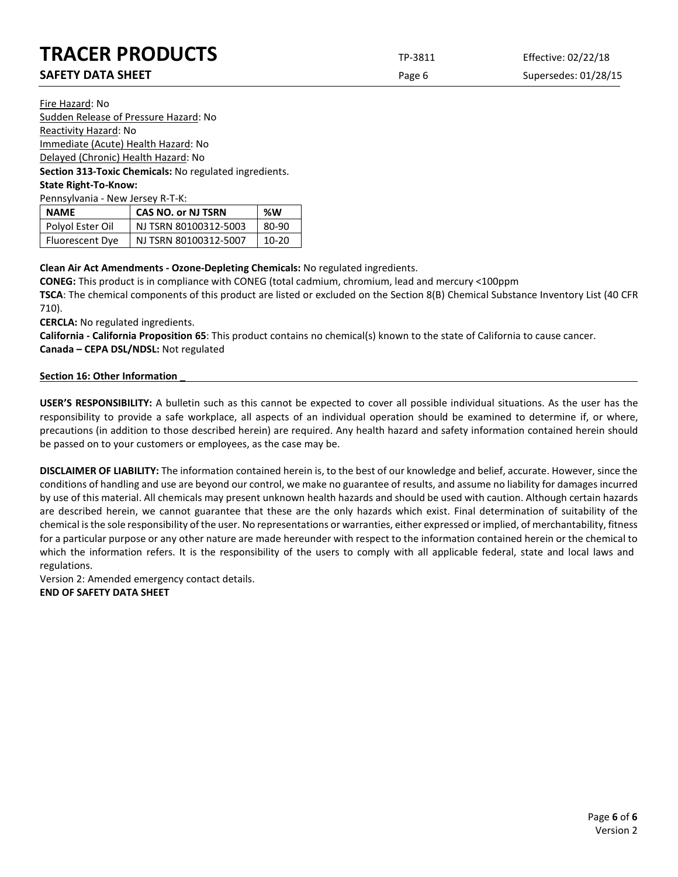Fire Hazard: No
Sudden Release of Pressure Hazard: No
Reactivity Hazard: No
Immediate (Acute) Health Hazard: No
Delayed (Chronic) Health Hazard: No
**Section 313-Toxic Chemicals:** No regulated ingredients.
**State Right-To-Know:**
Pennsylvania - New Jersey R-T-K:

| NAME | CAS NO. or NJ TSRN | %W |
|---|---|---|
| Polyol Ester Oil | NJ TSRN 80100312-5003 | 80-90 |
| Fluorescent Dye | NJ TSRN 80100312-5007 | 10-20 |

**Clean Air Act Amendments - Ozone-Depleting Chemicals:** No regulated ingredients.
**CONEG:** This product is in compliance with CONEG (total cadmium, chromium, lead and mercury <100ppm
**TSCA**: The chemical components of this product are listed or excluded on the Section 8(B) Chemical Substance Inventory List (40 CFR 710).
**CERCLA:** No regulated ingredients.
**California - California Proposition 65**: This product contains no chemical(s) known to the state of California to cause cancer.
**Canada – CEPA DSL/NDSL:** Not regulated

## Section 16: Other Information

**USER'S RESPONSIBILITY:** A bulletin such as this cannot be expected to cover all possible individual situations. As the user has the responsibility to provide a safe workplace, all aspects of an individual operation should be examined to determine if, or where, precautions (in addition to those described herein) are required. Any health hazard and safety information contained herein should be passed on to your customers or employees, as the case may be.

**DISCLAIMER OF LIABILITY:** The information contained herein is, to the best of our knowledge and belief, accurate. However, since the conditions of handling and use are beyond our control, we make no guarantee of results, and assume no liability for damages incurred by use of this material. All chemicals may present unknown health hazards and should be used with caution. Although certain hazards are described herein, we cannot guarantee that these are the only hazards which exist. Final determination of suitability of the chemical is the sole responsibility of the user. No representations or warranties, either expressed or implied, of merchantability, fitness for a particular purpose or any other nature are made hereunder with respect to the information contained herein or the chemical to which the information refers. It is the responsibility of the users to comply with all applicable federal, state and local laws and regulations.
Version 2: Amended emergency contact details.
**END OF SAFETY DATA SHEET**